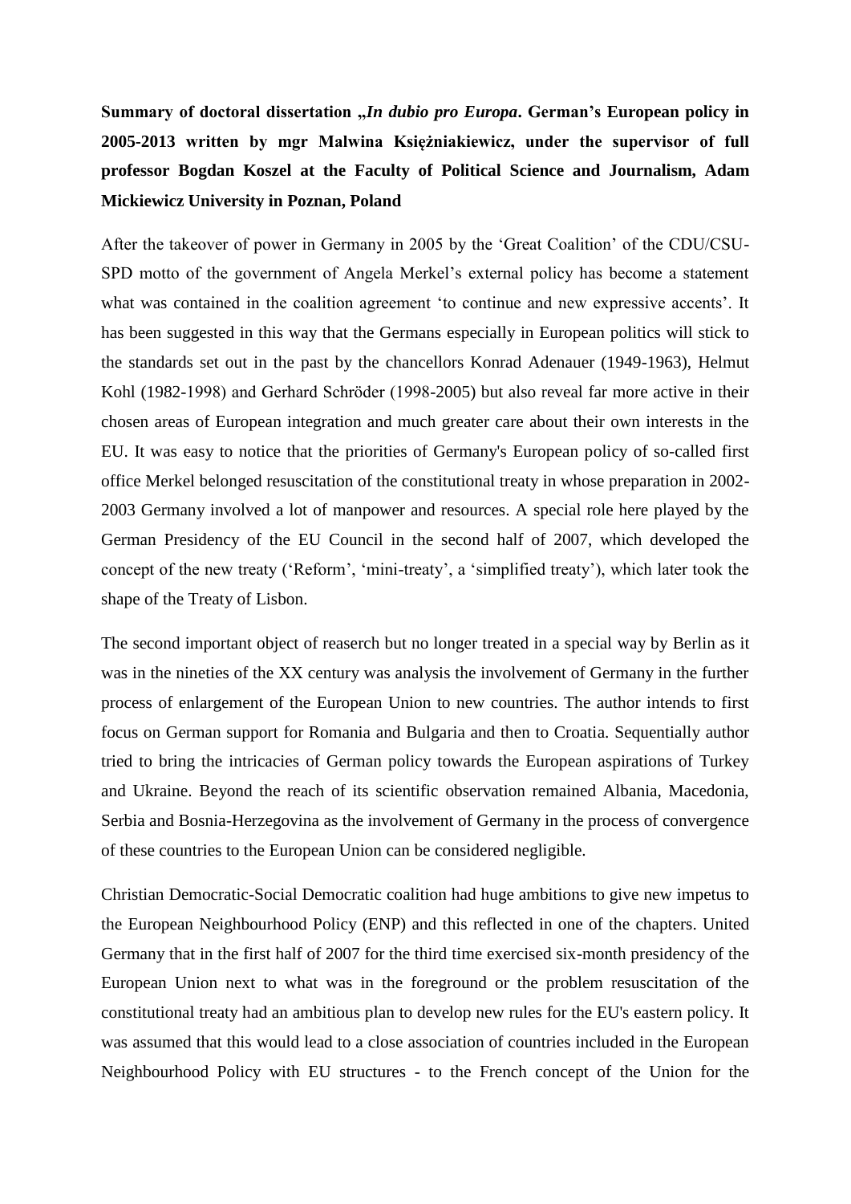**Summary of doctoral dissertation „*In dubio pro Europa*. German's European policy in 2005-2013 written by mgr Malwina Księżniakiewicz, under the supervisor of full professor Bogdan Koszel at the Faculty of Political Science and Journalism, Adam Mickiewicz University in Poznan, Poland**

After the takeover of power in Germany in 2005 by the 'Great Coalition' of the CDU/CSU-SPD motto of the government of Angela Merkel's external policy has become a statement what was contained in the coalition agreement 'to continue and new expressive accents'. It has been suggested in this way that the Germans especially in European politics will stick to the standards set out in the past by the chancellors Konrad Adenauer (1949-1963), Helmut Kohl (1982-1998) and Gerhard Schröder (1998-2005) but also reveal far more active in their chosen areas of European integration and much greater care about their own interests in the EU. It was easy to notice that the priorities of Germany's European policy of so-called first office Merkel belonged resuscitation of the constitutional treaty in whose preparation in 2002-2003 Germany involved a lot of manpower and resources. A special role here played by the German Presidency of the EU Council in the second half of 2007, which developed the concept of the new treaty ('Reform', 'mini-treaty', a 'simplified treaty'), which later took the shape of the Treaty of Lisbon.

The second important object of reaserch but no longer treated in a special way by Berlin as it was in the nineties of the XX century was analysis the involvement of Germany in the further process of enlargement of the European Union to new countries. The author intends to first focus on German support for Romania and Bulgaria and then to Croatia. Sequentially author tried to bring the intricacies of German policy towards the European aspirations of Turkey and Ukraine. Beyond the reach of its scientific observation remained Albania, Macedonia, Serbia and Bosnia-Herzegovina as the involvement of Germany in the process of convergence of these countries to the European Union can be considered negligible.

Christian Democratic-Social Democratic coalition had huge ambitions to give new impetus to the European Neighbourhood Policy (ENP) and this reflected in one of the chapters. United Germany that in the first half of 2007 for the third time exercised six-month presidency of the European Union next to what was in the foreground or the problem resuscitation of the constitutional treaty had an ambitious plan to develop new rules for the EU's eastern policy. It was assumed that this would lead to a close association of countries included in the European Neighbourhood Policy with EU structures - to the French concept of the Union for the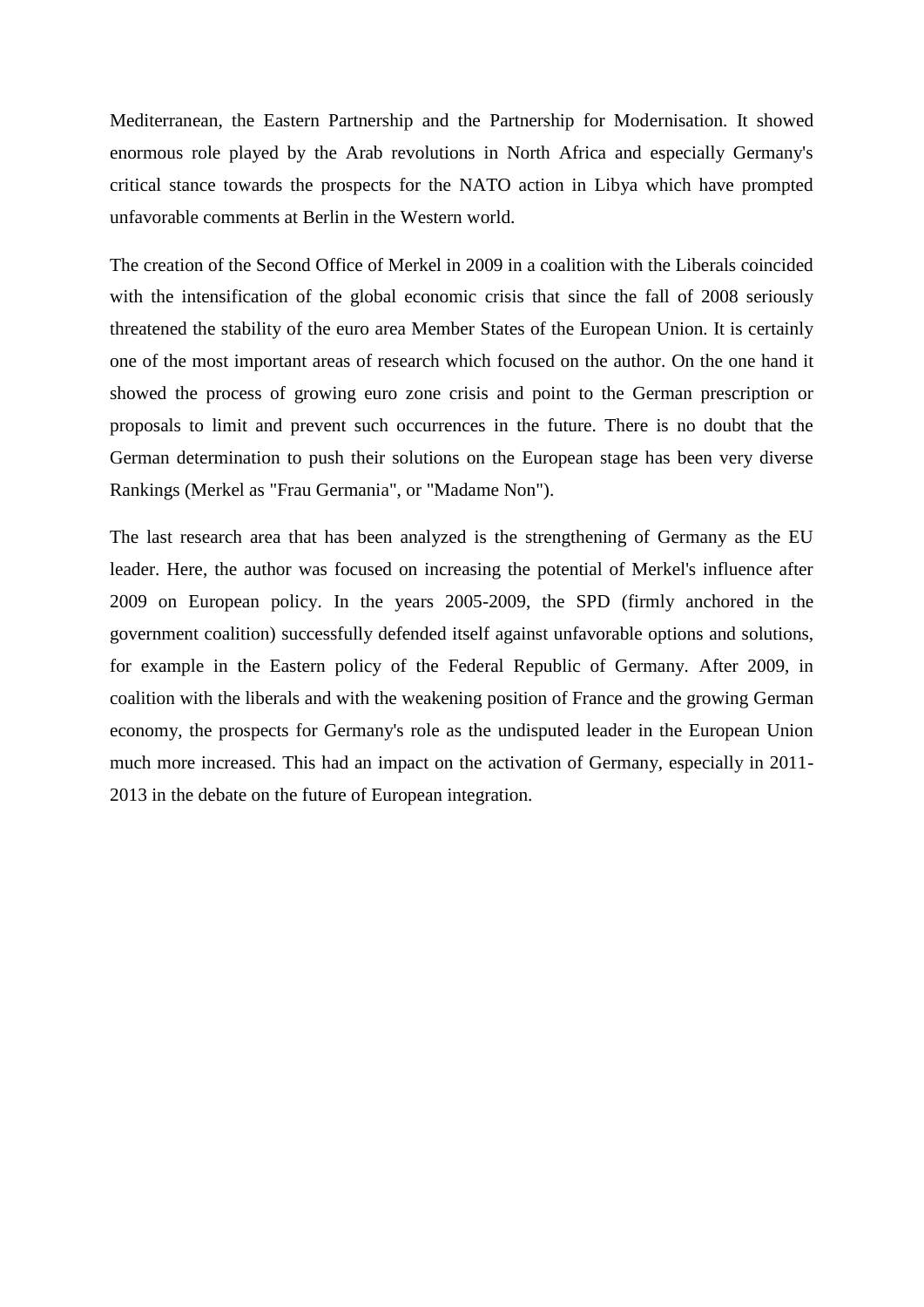Mediterranean, the Eastern Partnership and the Partnership for Modernisation. It showed enormous role played by the Arab revolutions in North Africa and especially Germany's critical stance towards the prospects for the NATO action in Libya which have prompted unfavorable comments at Berlin in the Western world.

The creation of the Second Office of Merkel in 2009 in a coalition with the Liberals coincided with the intensification of the global economic crisis that since the fall of 2008 seriously threatened the stability of the euro area Member States of the European Union. It is certainly one of the most important areas of research which focused on the author. On the one hand it showed the process of growing euro zone crisis and point to the German prescription or proposals to limit and prevent such occurrences in the future. There is no doubt that the German determination to push their solutions on the European stage has been very diverse Rankings (Merkel as "Frau Germania", or "Madame Non").

The last research area that has been analyzed is the strengthening of Germany as the EU leader. Here, the author was focused on increasing the potential of Merkel's influence after 2009 on European policy. In the years 2005-2009, the SPD (firmly anchored in the government coalition) successfully defended itself against unfavorable options and solutions, for example in the Eastern policy of the Federal Republic of Germany. After 2009, in coalition with the liberals and with the weakening position of France and the growing German economy, the prospects for Germany's role as the undisputed leader in the European Union much more increased. This had an impact on the activation of Germany, especially in 2011-2013 in the debate on the future of European integration.